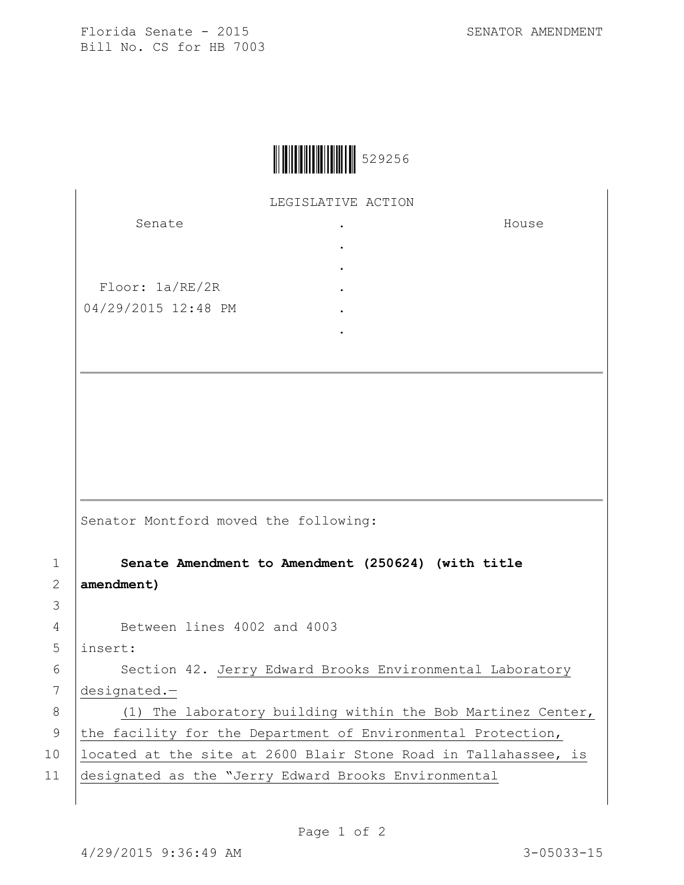Florida Senate - 2015
Bill No. CS for HB 7003

SENATOR AMENDMENT

529256

LEGISLATIVE ACTION

| Senate | . | House |
|---|---|---|
| | . | |
| | . | |
| Floor: 1a/RE/2R | . | |
| 04/29/2015 12:48 PM | . | |
| | . | |

Senator Montford moved the following:

1 **Senate Amendment to Amendment (250624) (with title**
2 **amendment)**
3
4 Between lines 4002 and 4003
5 insert:
6 Section 42. Jerry Edward Brooks Environmental Laboratory
7 designated.—
8 (1) The laboratory building within the Bob Martinez Center,
9 the facility for the Department of Environmental Protection,
10 located at the site at 2600 Blair Stone Road in Tallahassee, is
11 designated as the "Jerry Edward Brooks Environmental

4/29/2015 9:36:49 AM 3-05033-15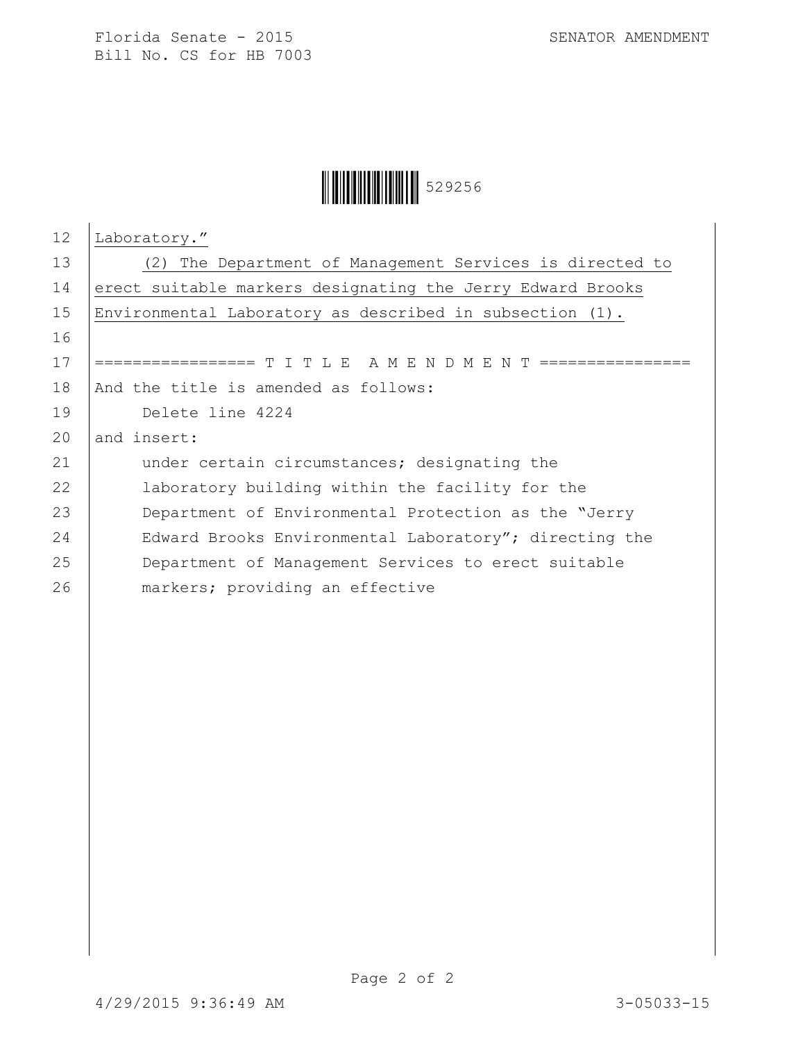Laboratory."

(2) The Department of Management Services is directed to erect suitable markers designating the Jerry Edward Brooks Environmental Laboratory as described in subsection (1).

================= T I T L E A M E N D M E N T ================

And the title is amended as follows:

Delete line 4224

and insert:

under certain circumstances; designating the laboratory building within the facility for the Department of Environmental Protection as the "Jerry Edward Brooks Environmental Laboratory"; directing the Department of Management Services to erect suitable markers; providing an effective